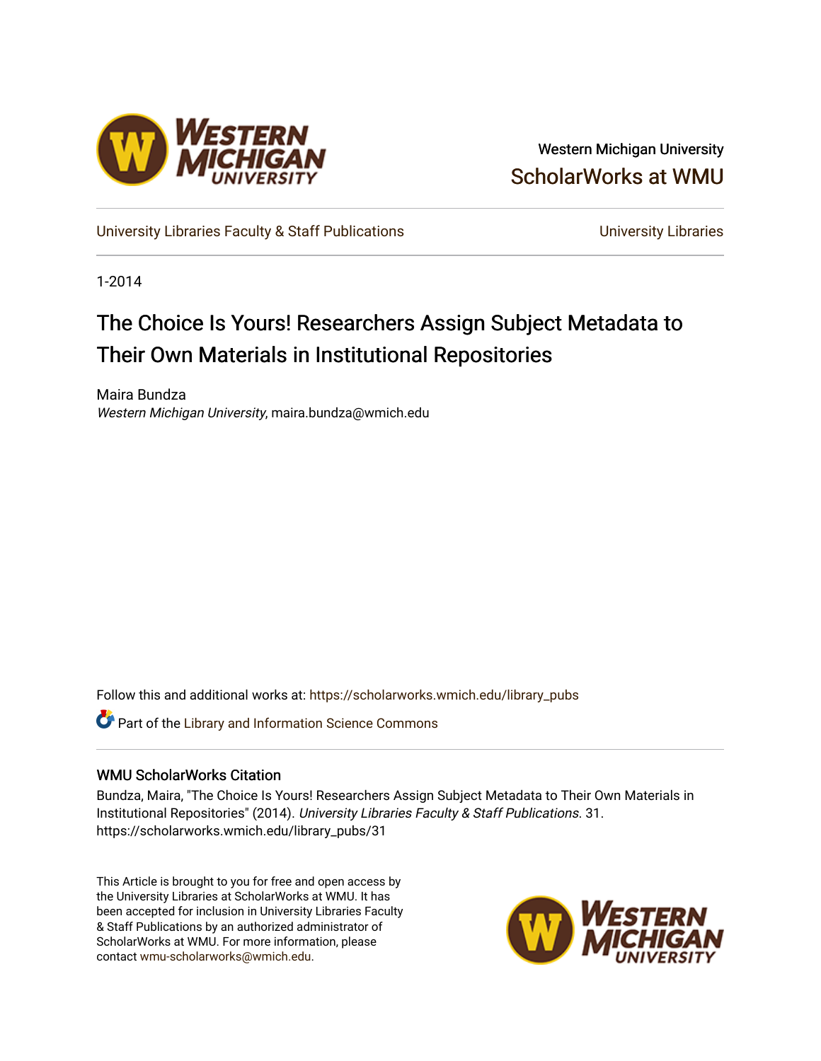Western Michigan University

ScholarWorks at WMU

University Libraries Faculty & Staff Publications

University Libraries

1-2014

# The Choice Is Yours! Researchers Assign Subject Metadata to Their Own Materials in Institutional Repositories

Maira Bundza
*Western Michigan University*, maira.bundza@wmich.edu

Follow this and additional works at: https://scholarworks.wmich.edu/library_pubs

Part of the Library and Information Science Commons

## WMU ScholarWorks Citation

Bundza, Maira, "The Choice Is Yours! Researchers Assign Subject Metadata to Their Own Materials in Institutional Repositories" (2014). *University Libraries Faculty & Staff Publications*. 31.
https://scholarworks.wmich.edu/library_pubs/31

This Article is brought to you for free and open access by the University Libraries at ScholarWorks at WMU. It has been accepted for inclusion in University Libraries Faculty & Staff Publications by an authorized administrator of ScholarWorks at WMU. For more information, please contact wmu-scholarworks@wmich.edu.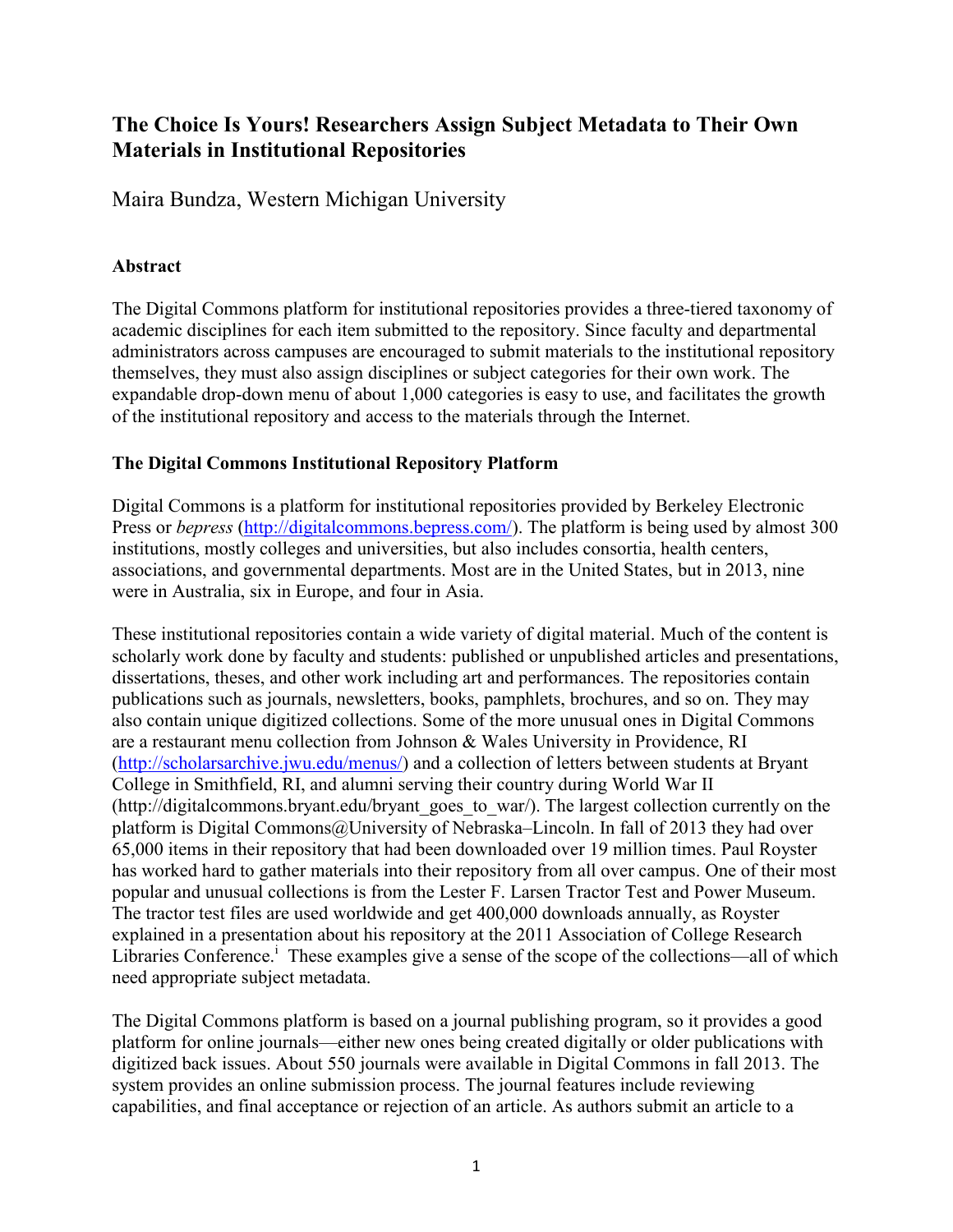# The Choice Is Yours! Researchers Assign Subject Metadata to Their Own Materials in Institutional Repositories

Maira Bundza, Western Michigan University

### Abstract

The Digital Commons platform for institutional repositories provides a three-tiered taxonomy of academic disciplines for each item submitted to the repository. Since faculty and departmental administrators across campuses are encouraged to submit materials to the institutional repository themselves, they must also assign disciplines or subject categories for their own work. The expandable drop-down menu of about 1,000 categories is easy to use, and facilitates the growth of the institutional repository and access to the materials through the Internet.

### The Digital Commons Institutional Repository Platform

Digital Commons is a platform for institutional repositories provided by Berkeley Electronic Press or *bepress* (http://digitalcommons.bepress.com/). The platform is being used by almost 300 institutions, mostly colleges and universities, but also includes consortia, health centers, associations, and governmental departments. Most are in the United States, but in 2013, nine were in Australia, six in Europe, and four in Asia.

These institutional repositories contain a wide variety of digital material. Much of the content is scholarly work done by faculty and students: published or unpublished articles and presentations, dissertations, theses, and other work including art and performances. The repositories contain publications such as journals, newsletters, books, pamphlets, brochures, and so on. They may also contain unique digitized collections. Some of the more unusual ones in Digital Commons are a restaurant menu collection from Johnson & Wales University in Providence, RI (http://scholarsarchive.jwu.edu/menus/) and a collection of letters between students at Bryant College in Smithfield, RI, and alumni serving their country during World War II (http://digitalcommons.bryant.edu/bryant_goes_to_war/). The largest collection currently on the platform is Digital Commons@University of Nebraska–Lincoln. In fall of 2013 they had over 65,000 items in their repository that had been downloaded over 19 million times. Paul Royster has worked hard to gather materials into their repository from all over campus. One of their most popular and unusual collections is from the Lester F. Larsen Tractor Test and Power Museum. The tractor test files are used worldwide and get 400,000 downloads annually, as Royster explained in a presentation about his repository at the 2011 Association of College Research Libraries Conference.[i] These examples give a sense of the scope of the collections—all of which need appropriate subject metadata.

The Digital Commons platform is based on a journal publishing program, so it provides a good platform for online journals—either new ones being created digitally or older publications with digitized back issues. About 550 journals were available in Digital Commons in fall 2013. The system provides an online submission process. The journal features include reviewing capabilities, and final acceptance or rejection of an article. As authors submit an article to a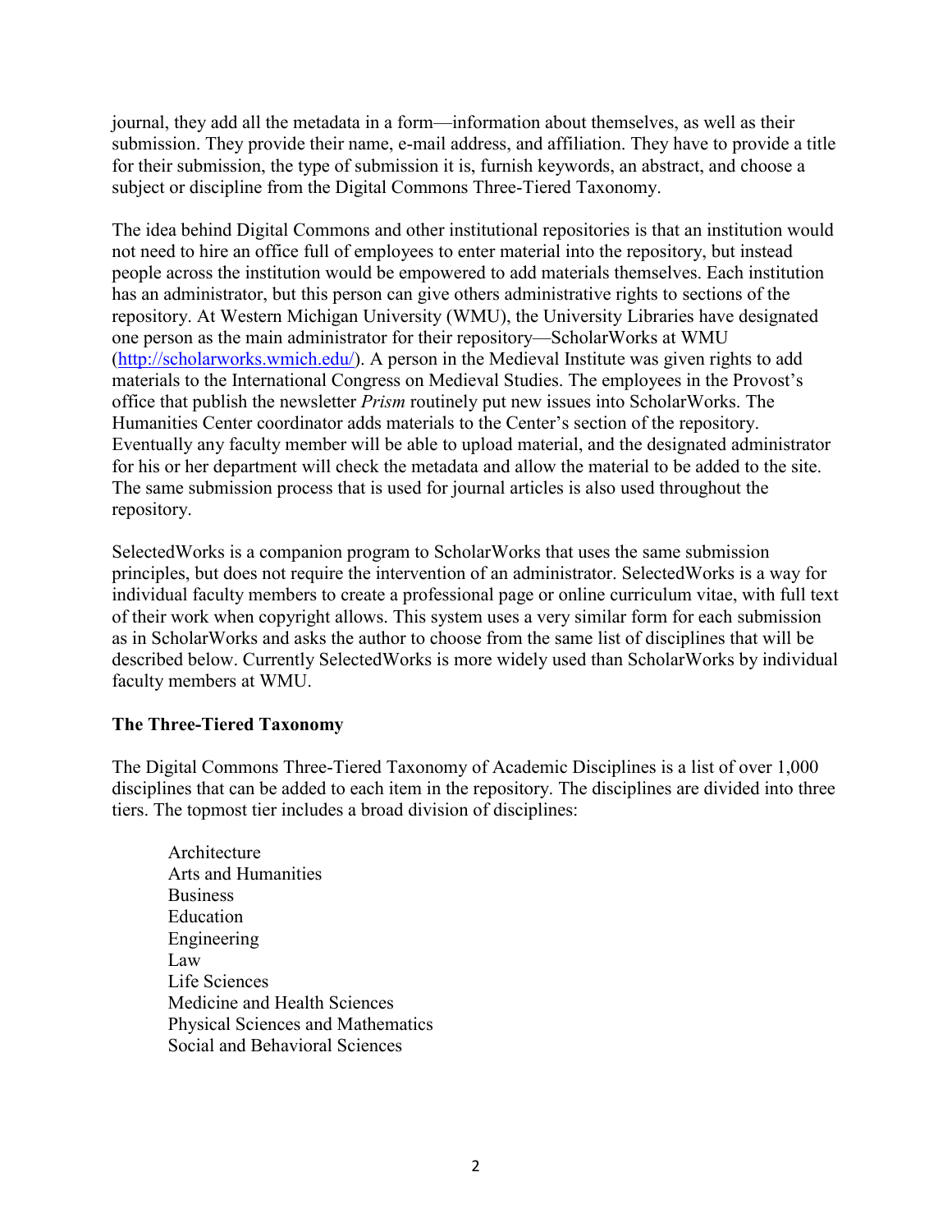journal, they add all the metadata in a form—information about themselves, as well as their submission. They provide their name, e-mail address, and affiliation. They have to provide a title for their submission, the type of submission it is, furnish keywords, an abstract, and choose a subject or discipline from the Digital Commons Three-Tiered Taxonomy.

The idea behind Digital Commons and other institutional repositories is that an institution would not need to hire an office full of employees to enter material into the repository, but instead people across the institution would be empowered to add materials themselves. Each institution has an administrator, but this person can give others administrative rights to sections of the repository. At Western Michigan University (WMU), the University Libraries have designated one person as the main administrator for their repository—ScholarWorks at WMU (http://scholarworks.wmich.edu/). A person in the Medieval Institute was given rights to add materials to the International Congress on Medieval Studies. The employees in the Provost's office that publish the newsletter *Prism* routinely put new issues into ScholarWorks. The Humanities Center coordinator adds materials to the Center's section of the repository. Eventually any faculty member will be able to upload material, and the designated administrator for his or her department will check the metadata and allow the material to be added to the site. The same submission process that is used for journal articles is also used throughout the repository.

SelectedWorks is a companion program to ScholarWorks that uses the same submission principles, but does not require the intervention of an administrator. SelectedWorks is a way for individual faculty members to create a professional page or online curriculum vitae, with full text of their work when copyright allows. This system uses a very similar form for each submission as in ScholarWorks and asks the author to choose from the same list of disciplines that will be described below. Currently SelectedWorks is more widely used than ScholarWorks by individual faculty members at WMU.

**The Three-Tiered Taxonomy**

The Digital Commons Three-Tiered Taxonomy of Academic Disciplines is a list of over 1,000 disciplines that can be added to each item in the repository. The disciplines are divided into three tiers. The topmost tier includes a broad division of disciplines:

Architecture
Arts and Humanities
Business
Education
Engineering
Law
Life Sciences
Medicine and Health Sciences
Physical Sciences and Mathematics
Social and Behavioral Sciences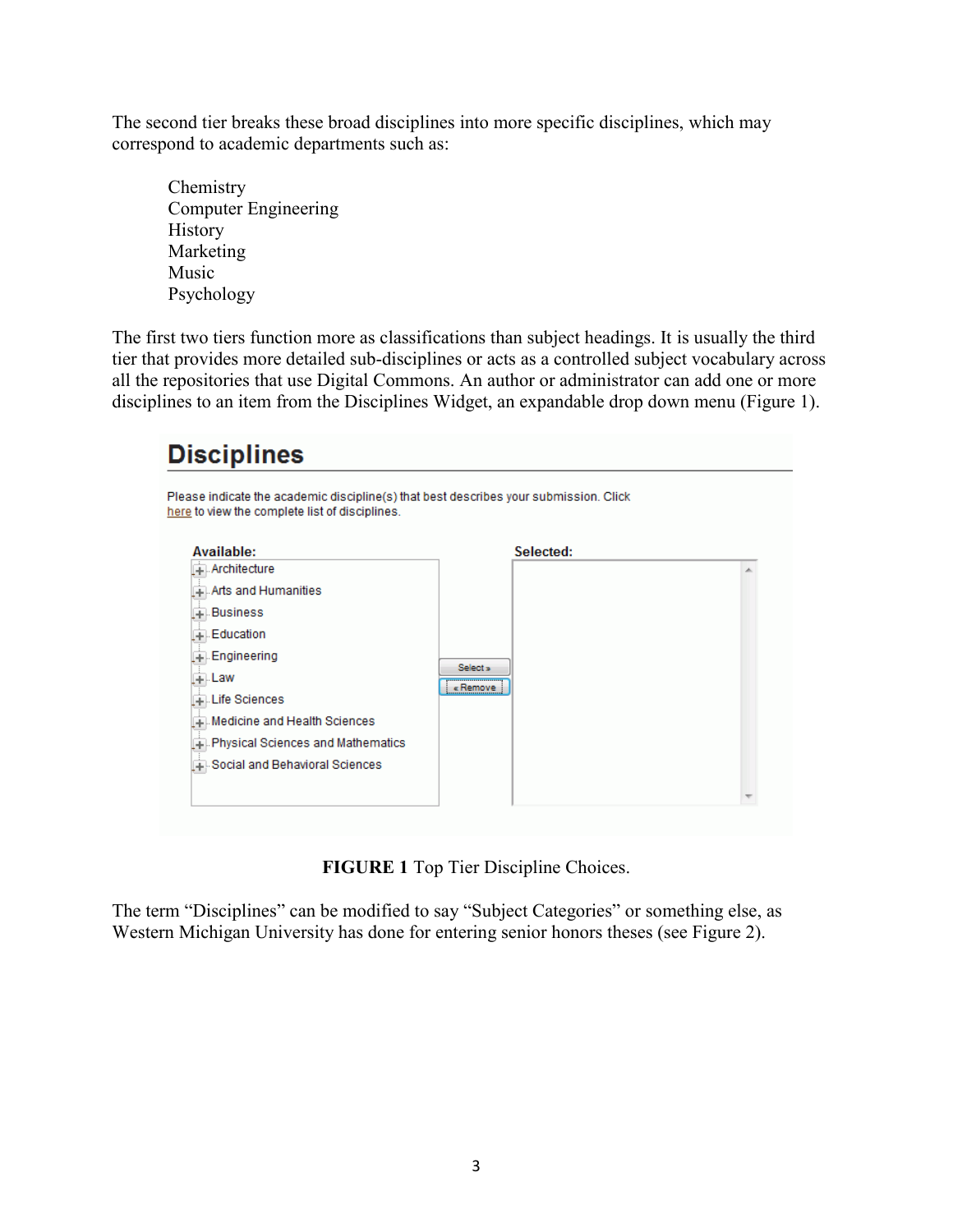The second tier breaks these broad disciplines into more specific disciplines, which may correspond to academic departments such as:

Chemistry
Computer Engineering
History
Marketing
Music
Psychology

The first two tiers function more as classifications than subject headings. It is usually the third tier that provides more detailed sub-disciplines or acts as a controlled subject vocabulary across all the repositories that use Digital Commons. An author or administrator can add one or more disciplines to an item from the Disciplines Widget, an expandable drop down menu (Figure 1).

**FIGURE 1** Top Tier Discipline Choices.

The term "Disciplines" can be modified to say "Subject Categories" or something else, as Western Michigan University has done for entering senior honors theses (see Figure 2).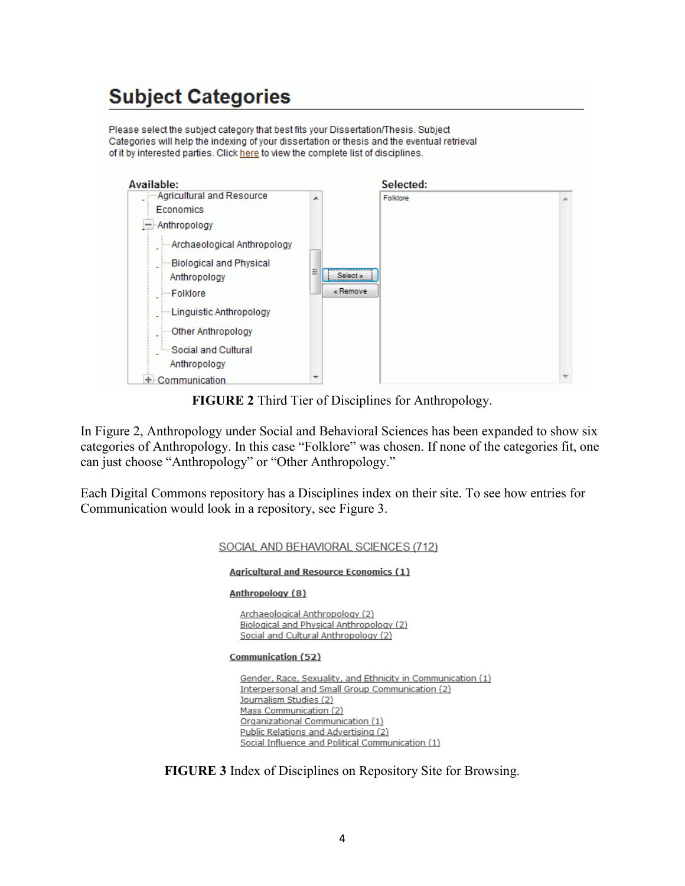## Subject Categories

Please select the subject category that best fits your Dissertation/Thesis. Subject Categories will help the indexing of your dissertation or thesis and the eventual retrieval of it by interested parties. Click here to view the complete list of disciplines.

**Available:**

- Agricultural and Resource Economics
- Anthropology
  - Archaeological Anthropology
  - Biological and Physical Anthropology
  - Folklore
  - Linguistic Anthropology
  - Other Anthropology
  - Social and Cultural Anthropology
- Communication

Select »

« Remove

**Selected:**

Folklore

**FIGURE 2** Third Tier of Disciplines for Anthropology.

In Figure 2, Anthropology under Social and Behavioral Sciences has been expanded to show six categories of Anthropology. In this case "Folklore" was chosen. If none of the categories fit, one can just choose "Anthropology" or "Other Anthropology."

Each Digital Commons repository has a Disciplines index on their site. To see how entries for Communication would look in a repository, see Figure 3.

SOCIAL AND BEHAVIORAL SCIENCES (712)

**Agricultural and Resource Economics (1)**

**Anthropology (8)**

Archaeological Anthropology (2)
Biological and Physical Anthropology (2)
Social and Cultural Anthropology (2)

**Communication (52)**

Gender, Race, Sexuality, and Ethnicity in Communication (1)
Interpersonal and Small Group Communication (2)
Journalism Studies (2)
Mass Communication (2)
Organizational Communication (1)
Public Relations and Advertising (2)
Social Influence and Political Communication (1)

**FIGURE 3** Index of Disciplines on Repository Site for Browsing.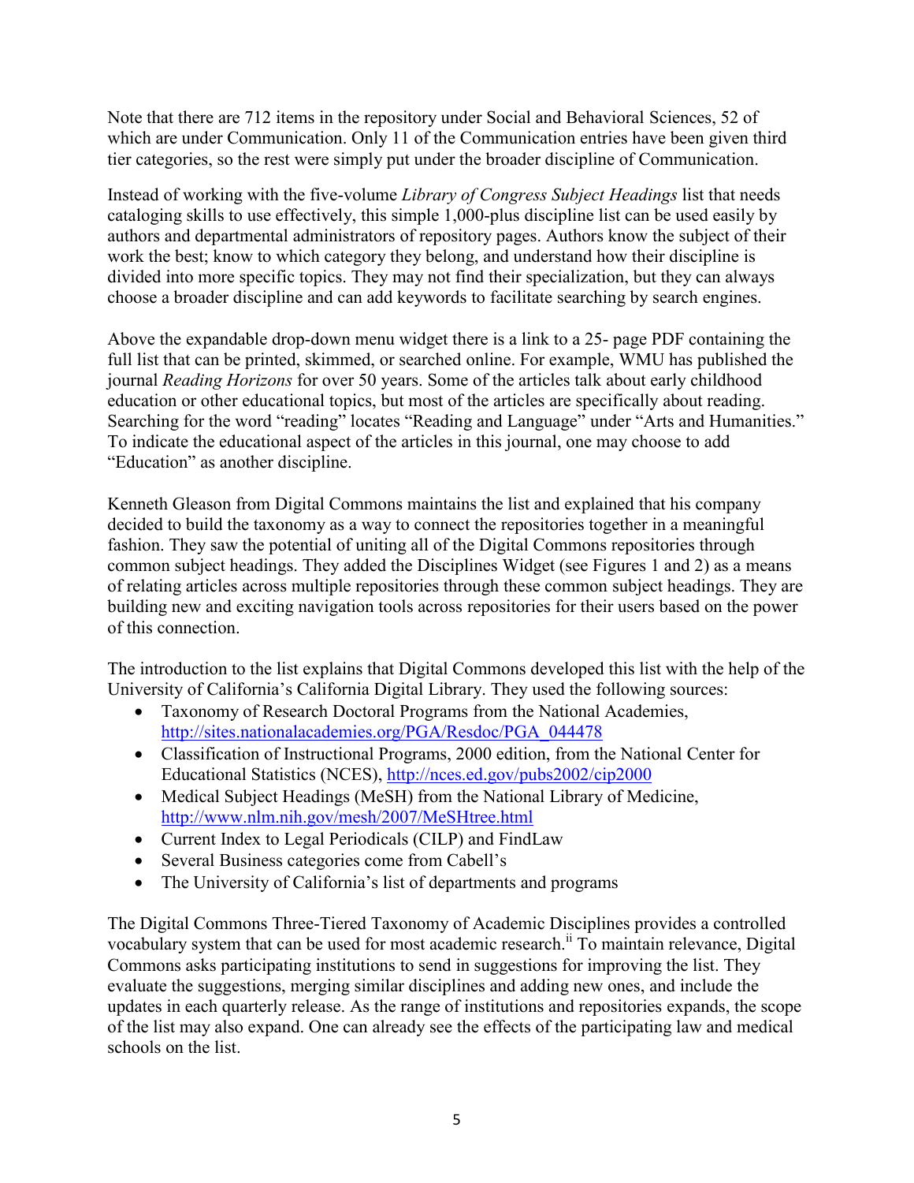Note that there are 712 items in the repository under Social and Behavioral Sciences, 52 of which are under Communication. Only 11 of the Communication entries have been given third tier categories, so the rest were simply put under the broader discipline of Communication.

Instead of working with the five-volume *Library of Congress Subject Headings* list that needs cataloging skills to use effectively, this simple 1,000-plus discipline list can be used easily by authors and departmental administrators of repository pages. Authors know the subject of their work the best; know to which category they belong, and understand how their discipline is divided into more specific topics. They may not find their specialization, but they can always choose a broader discipline and can add keywords to facilitate searching by search engines.

Above the expandable drop-down menu widget there is a link to a 25- page PDF containing the full list that can be printed, skimmed, or searched online. For example, WMU has published the journal *Reading Horizons* for over 50 years. Some of the articles talk about early childhood education or other educational topics, but most of the articles are specifically about reading. Searching for the word "reading" locates "Reading and Language" under "Arts and Humanities." To indicate the educational aspect of the articles in this journal, one may choose to add "Education" as another discipline.

Kenneth Gleason from Digital Commons maintains the list and explained that his company decided to build the taxonomy as a way to connect the repositories together in a meaningful fashion. They saw the potential of uniting all of the Digital Commons repositories through common subject headings. They added the Disciplines Widget (see Figures 1 and 2) as a means of relating articles across multiple repositories through these common subject headings. They are building new and exciting navigation tools across repositories for their users based on the power of this connection.

The introduction to the list explains that Digital Commons developed this list with the help of the University of California's California Digital Library. They used the following sources:

- Taxonomy of Research Doctoral Programs from the National Academies, http://sites.nationalacademies.org/PGA/Resdoc/PGA_044478
- Classification of Instructional Programs, 2000 edition, from the National Center for Educational Statistics (NCES), http://nces.ed.gov/pubs2002/cip2000
- Medical Subject Headings (MeSH) from the National Library of Medicine, http://www.nlm.nih.gov/mesh/2007/MeSHtree.html
- Current Index to Legal Periodicals (CILP) and FindLaw
- Several Business categories come from Cabell's
- The University of California's list of departments and programs

The Digital Commons Three-Tiered Taxonomy of Academic Disciplines provides a controlled vocabulary system that can be used for most academic research.[ii] To maintain relevance, Digital Commons asks participating institutions to send in suggestions for improving the list. They evaluate the suggestions, merging similar disciplines and adding new ones, and include the updates in each quarterly release. As the range of institutions and repositories expands, the scope of the list may also expand. One can already see the effects of the participating law and medical schools on the list.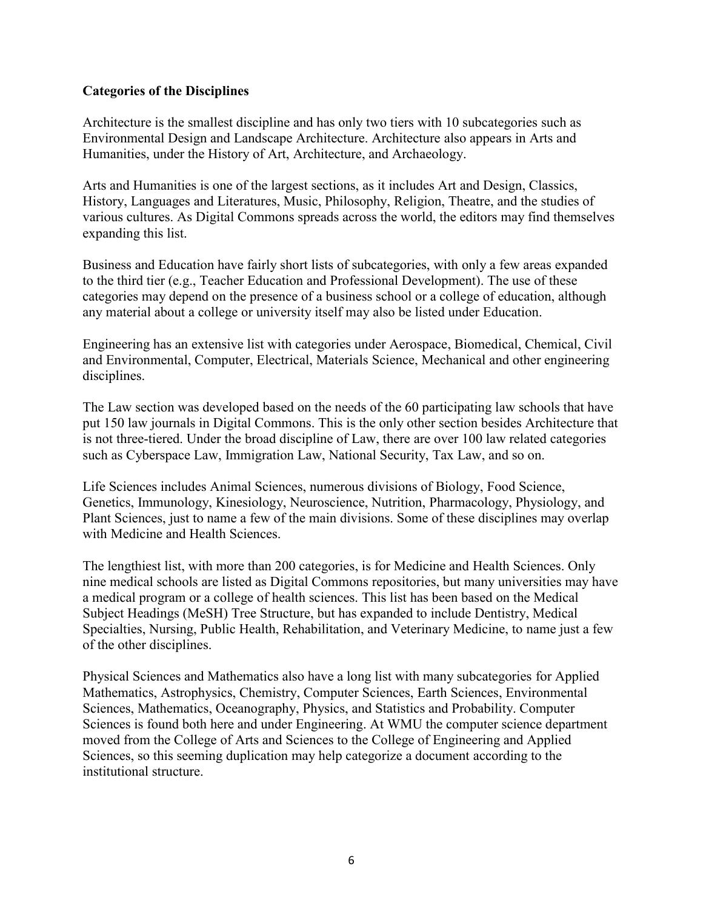**Categories of the Disciplines**

Architecture is the smallest discipline and has only two tiers with 10 subcategories such as Environmental Design and Landscape Architecture. Architecture also appears in Arts and Humanities, under the History of Art, Architecture, and Archaeology.

Arts and Humanities is one of the largest sections, as it includes Art and Design, Classics, History, Languages and Literatures, Music, Philosophy, Religion, Theatre, and the studies of various cultures. As Digital Commons spreads across the world, the editors may find themselves expanding this list.

Business and Education have fairly short lists of subcategories, with only a few areas expanded to the third tier (e.g., Teacher Education and Professional Development). The use of these categories may depend on the presence of a business school or a college of education, although any material about a college or university itself may also be listed under Education.

Engineering has an extensive list with categories under Aerospace, Biomedical, Chemical, Civil and Environmental, Computer, Electrical, Materials Science, Mechanical and other engineering disciplines.

The Law section was developed based on the needs of the 60 participating law schools that have put 150 law journals in Digital Commons. This is the only other section besides Architecture that is not three-tiered. Under the broad discipline of Law, there are over 100 law related categories such as Cyberspace Law, Immigration Law, National Security, Tax Law, and so on.

Life Sciences includes Animal Sciences, numerous divisions of Biology, Food Science, Genetics, Immunology, Kinesiology, Neuroscience, Nutrition, Pharmacology, Physiology, and Plant Sciences, just to name a few of the main divisions. Some of these disciplines may overlap with Medicine and Health Sciences.

The lengthiest list, with more than 200 categories, is for Medicine and Health Sciences. Only nine medical schools are listed as Digital Commons repositories, but many universities may have a medical program or a college of health sciences. This list has been based on the Medical Subject Headings (MeSH) Tree Structure, but has expanded to include Dentistry, Medical Specialties, Nursing, Public Health, Rehabilitation, and Veterinary Medicine, to name just a few of the other disciplines.

Physical Sciences and Mathematics also have a long list with many subcategories for Applied Mathematics, Astrophysics, Chemistry, Computer Sciences, Earth Sciences, Environmental Sciences, Mathematics, Oceanography, Physics, and Statistics and Probability. Computer Sciences is found both here and under Engineering. At WMU the computer science department moved from the College of Arts and Sciences to the College of Engineering and Applied Sciences, so this seeming duplication may help categorize a document according to the institutional structure.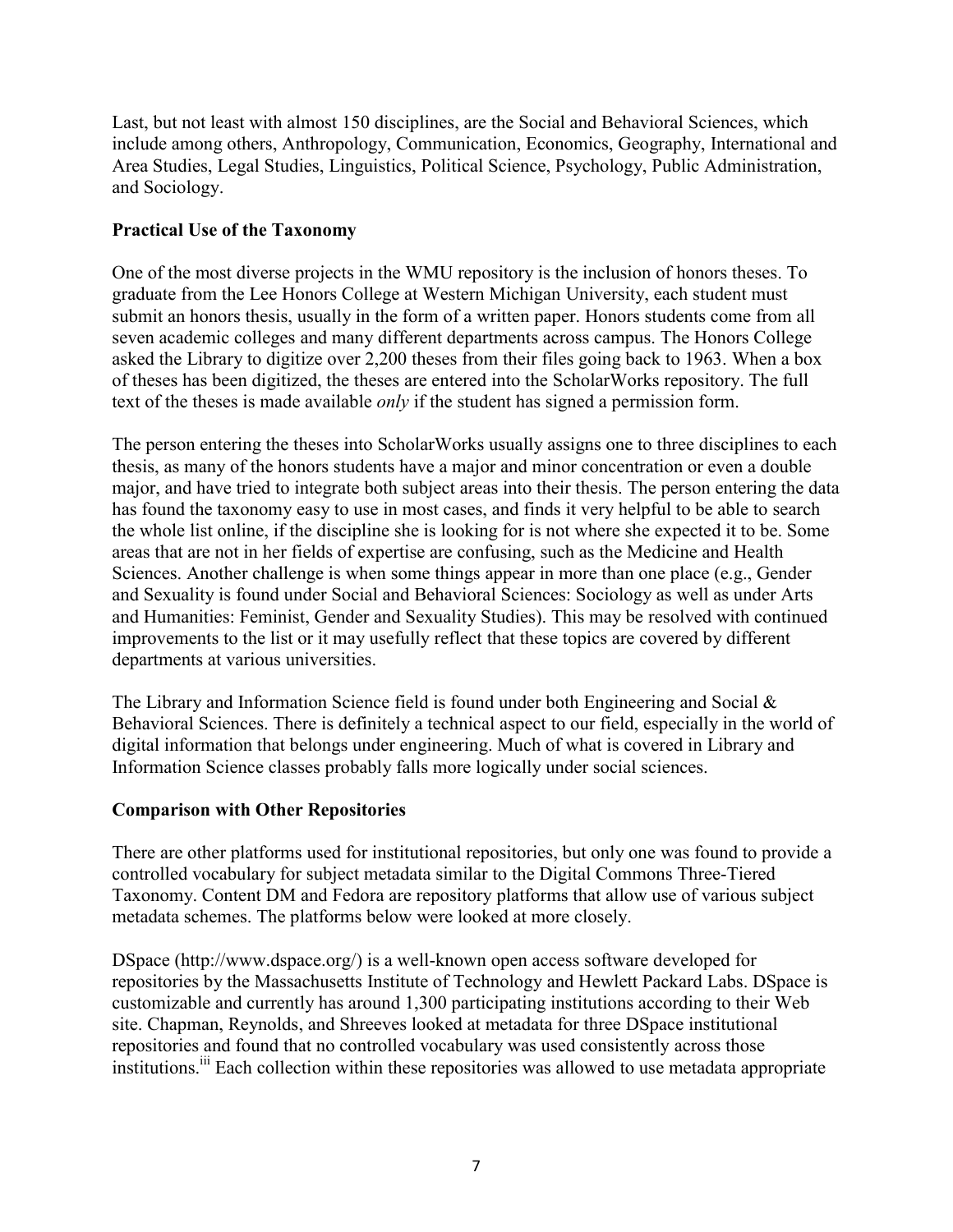Last, but not least with almost 150 disciplines, are the Social and Behavioral Sciences, which include among others, Anthropology, Communication, Economics, Geography, International and Area Studies, Legal Studies, Linguistics, Political Science, Psychology, Public Administration, and Sociology.

**Practical Use of the Taxonomy**

One of the most diverse projects in the WMU repository is the inclusion of honors theses. To graduate from the Lee Honors College at Western Michigan University, each student must submit an honors thesis, usually in the form of a written paper. Honors students come from all seven academic colleges and many different departments across campus. The Honors College asked the Library to digitize over 2,200 theses from their files going back to 1963. When a box of theses has been digitized, the theses are entered into the ScholarWorks repository. The full text of the theses is made available *only* if the student has signed a permission form.

The person entering the theses into ScholarWorks usually assigns one to three disciplines to each thesis, as many of the honors students have a major and minor concentration or even a double major, and have tried to integrate both subject areas into their thesis. The person entering the data has found the taxonomy easy to use in most cases, and finds it very helpful to be able to search the whole list online, if the discipline she is looking for is not where she expected it to be. Some areas that are not in her fields of expertise are confusing, such as the Medicine and Health Sciences. Another challenge is when some things appear in more than one place (e.g., Gender and Sexuality is found under Social and Behavioral Sciences: Sociology as well as under Arts and Humanities: Feminist, Gender and Sexuality Studies). This may be resolved with continued improvements to the list or it may usefully reflect that these topics are covered by different departments at various universities.

The Library and Information Science field is found under both Engineering and Social & Behavioral Sciences. There is definitely a technical aspect to our field, especially in the world of digital information that belongs under engineering. Much of what is covered in Library and Information Science classes probably falls more logically under social sciences.

**Comparison with Other Repositories**

There are other platforms used for institutional repositories, but only one was found to provide a controlled vocabulary for subject metadata similar to the Digital Commons Three-Tiered Taxonomy. Content DM and Fedora are repository platforms that allow use of various subject metadata schemes. The platforms below were looked at more closely.

DSpace (http://www.dspace.org/) is a well-known open access software developed for repositories by the Massachusetts Institute of Technology and Hewlett Packard Labs. DSpace is customizable and currently has around 1,300 participating institutions according to their Web site. Chapman, Reynolds, and Shreeves looked at metadata for three DSpace institutional repositories and found that no controlled vocabulary was used consistently across those institutions.[iii] Each collection within these repositories was allowed to use metadata appropriate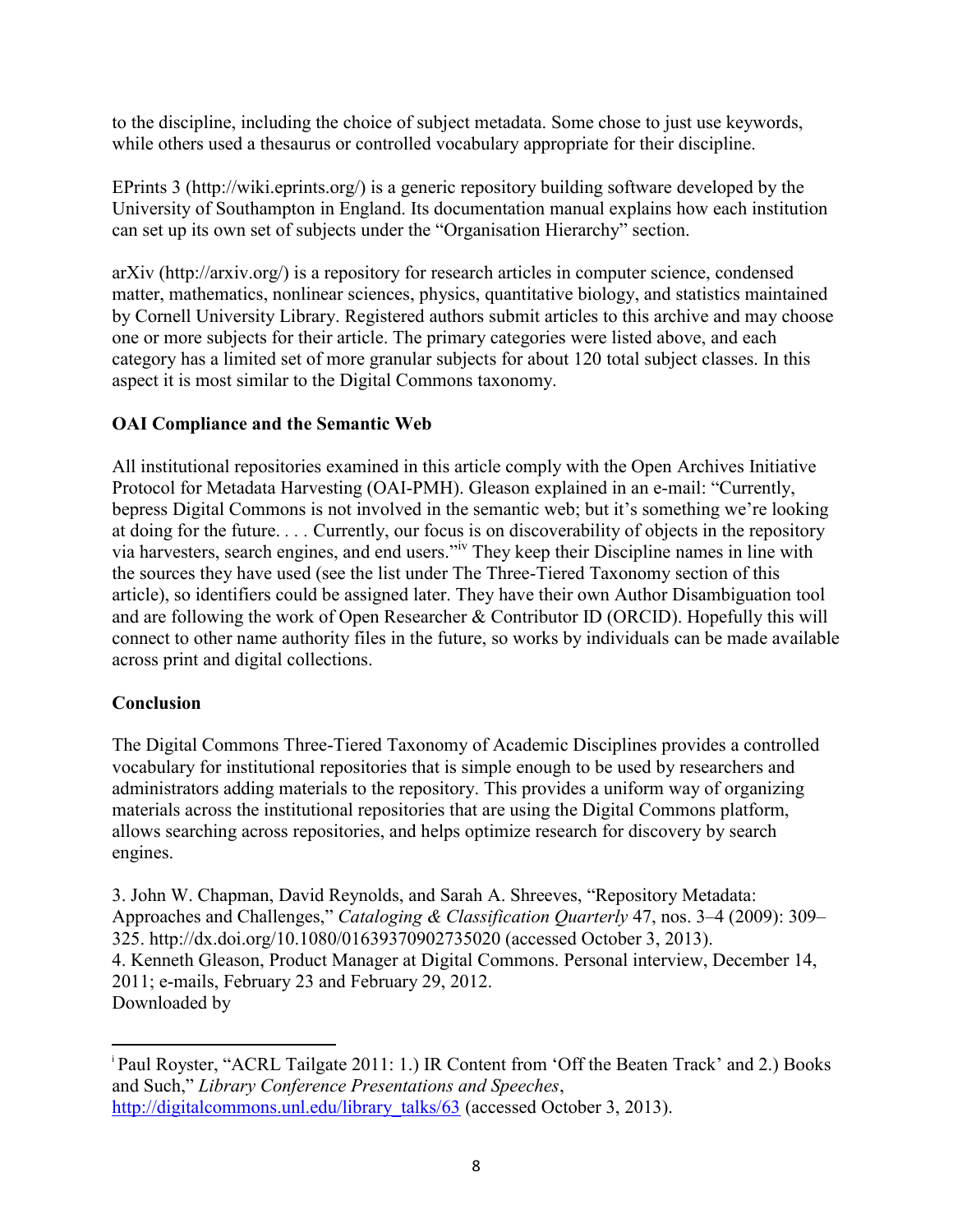to the discipline, including the choice of subject metadata. Some chose to just use keywords, while others used a thesaurus or controlled vocabulary appropriate for their discipline.

EPrints 3 (http://wiki.eprints.org/) is a generic repository building software developed by the University of Southampton in England. Its documentation manual explains how each institution can set up its own set of subjects under the "Organisation Hierarchy" section.

arXiv (http://arxiv.org/) is a repository for research articles in computer science, condensed matter, mathematics, nonlinear sciences, physics, quantitative biology, and statistics maintained by Cornell University Library. Registered authors submit articles to this archive and may choose one or more subjects for their article. The primary categories were listed above, and each category has a limited set of more granular subjects for about 120 total subject classes. In this aspect it is most similar to the Digital Commons taxonomy.

## OAI Compliance and the Semantic Web

All institutional repositories examined in this article comply with the Open Archives Initiative Protocol for Metadata Harvesting (OAI-PMH). Gleason explained in an e-mail: "Currently, bepress Digital Commons is not involved in the semantic web; but it's something we're looking at doing for the future. . . . Currently, our focus is on discoverability of objects in the repository via harvesters, search engines, and end users."[iv] They keep their Discipline names in line with the sources they have used (see the list under The Three-Tiered Taxonomy section of this article), so identifiers could be assigned later. They have their own Author Disambiguation tool and are following the work of Open Researcher & Contributor ID (ORCID). Hopefully this will connect to other name authority files in the future, so works by individuals can be made available across print and digital collections.

## Conclusion

The Digital Commons Three-Tiered Taxonomy of Academic Disciplines provides a controlled vocabulary for institutional repositories that is simple enough to be used by researchers and administrators adding materials to the repository. This provides a uniform way of organizing materials across the institutional repositories that are using the Digital Commons platform, allows searching across repositories, and helps optimize research for discovery by search engines.

3. John W. Chapman, David Reynolds, and Sarah A. Shreeves, "Repository Metadata: Approaches and Challenges," *Cataloging & Classification Quarterly* 47, nos. 3–4 (2009): 309–325. http://dx.doi.org/10.1080/01639370902735020 (accessed October 3, 2013).
4. Kenneth Gleason, Product Manager at Digital Commons. Personal interview, December 14, 2011; e-mails, February 23 and February 29, 2012.
Downloaded by

---

[i] Paul Royster, "ACRL Tailgate 2011: 1.) IR Content from 'Off the Beaten Track' and 2.) Books and Such," *Library Conference Presentations and Speeches*, http://digitalcommons.unl.edu/library_talks/63 (accessed October 3, 2013).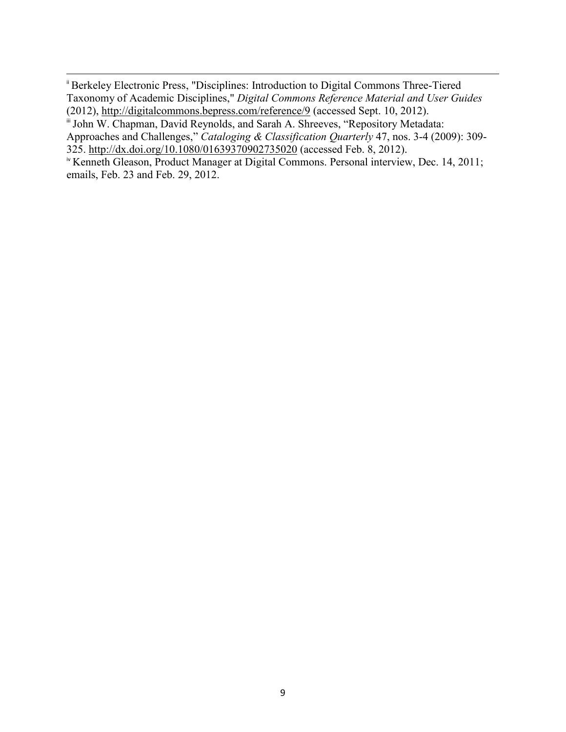[ii] Berkeley Electronic Press, "Disciplines: Introduction to Digital Commons Three-Tiered Taxonomy of Academic Disciplines," *Digital Commons Reference Material and User Guides* (2012), http://digitalcommons.bepress.com/reference/9 (accessed Sept. 10, 2012).

[iii] John W. Chapman, David Reynolds, and Sarah A. Shreeves, "Repository Metadata: Approaches and Challenges," *Cataloging & Classification Quarterly* 47, nos. 3-4 (2009): 309-325. http://dx.doi.org/10.1080/01639370902735020 (accessed Feb. 8, 2012).

[iv] Kenneth Gleason, Product Manager at Digital Commons. Personal interview, Dec. 14, 2011; emails, Feb. 23 and Feb. 29, 2012.